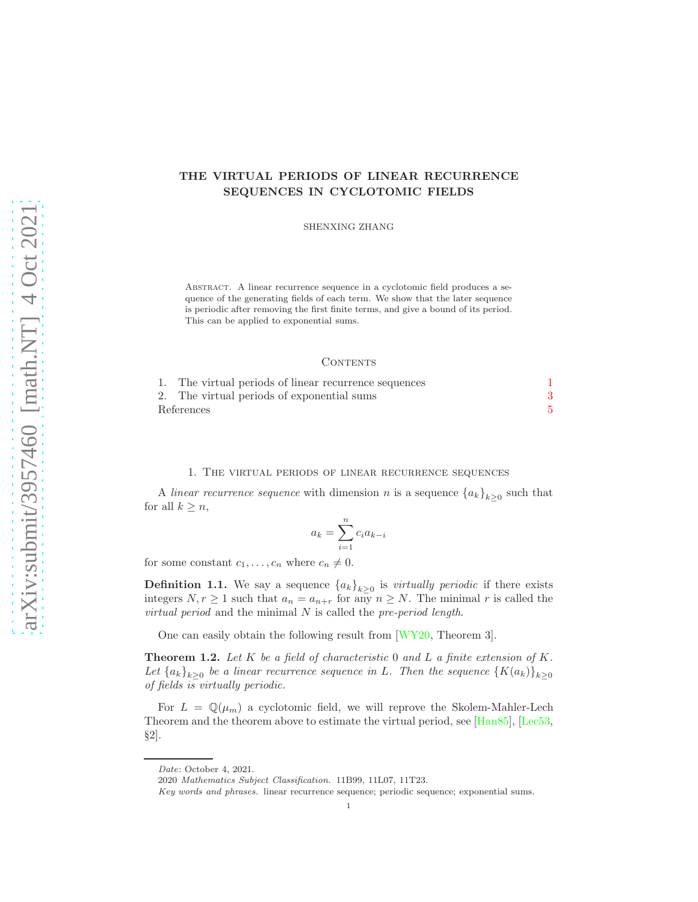# THE VIRTUAL PERIODS OF LINEAR RECURRENCE SEQUENCES IN CYCLOTOMIC FIELDS

SHENXING ZHANG

Abstract. A linear recurrence sequence in a cyclotomic field produces a sequence of the generating fields of each term. We show that the later sequence is periodic after removing the first finite terms, and give a bound of its period. This can be applied to exponential sums.

## Contents

1. The virtual periods of linear recurrence sequences — 1
2. The virtual periods of exponential sums — 3

References — 5

## 1. The virtual periods of linear recurrence sequences

A *linear recurrence sequence* with dimension $n$ is a sequence $\{a_k\}_{k\geq 0}$ such that for all $k\geq n$,

$$a_k=\sum_{i=1}^{n}c_ia_{k-i}$$

for some constant $c_1,\dots,c_n$ where $c_n\neq 0$.

**Definition 1.1.** We say a sequence $\{a_k\}_{k\geq 0}$ is *virtually periodic* if there exists integers $N,r\geq 1$ such that $a_n=a_{n+r}$ for any $n\geq N$. The minimal $r$ is called the *virtual period* and the minimal $N$ is called the *pre-period length*.

One can easily obtain the following result from [WY20, Theorem 3].

**Theorem 1.2.** *Let $K$ be a field of characteristic $0$ and $L$ a finite extension of $K$. Let $\{a_k\}_{k\geq 0}$ be a linear recurrence sequence in $L$. Then the sequence $\{K(a_k)\}_{k\geq 0}$ of fields is virtually periodic.*

For $L=\mathbb{Q}(\mu_m)$ a cyclotomic field, we will reprove the Skolem-Mahler-Lech Theorem and the theorem above to estimate the virtual period, see [Han85], [Lec53, §2].

---

*Date*: October 4, 2021.

2020 *Mathematics Subject Classification.* 11B99, 11L07, 11T23.

*Key words and phrases.* linear recurrence sequence; periodic sequence; exponential sums.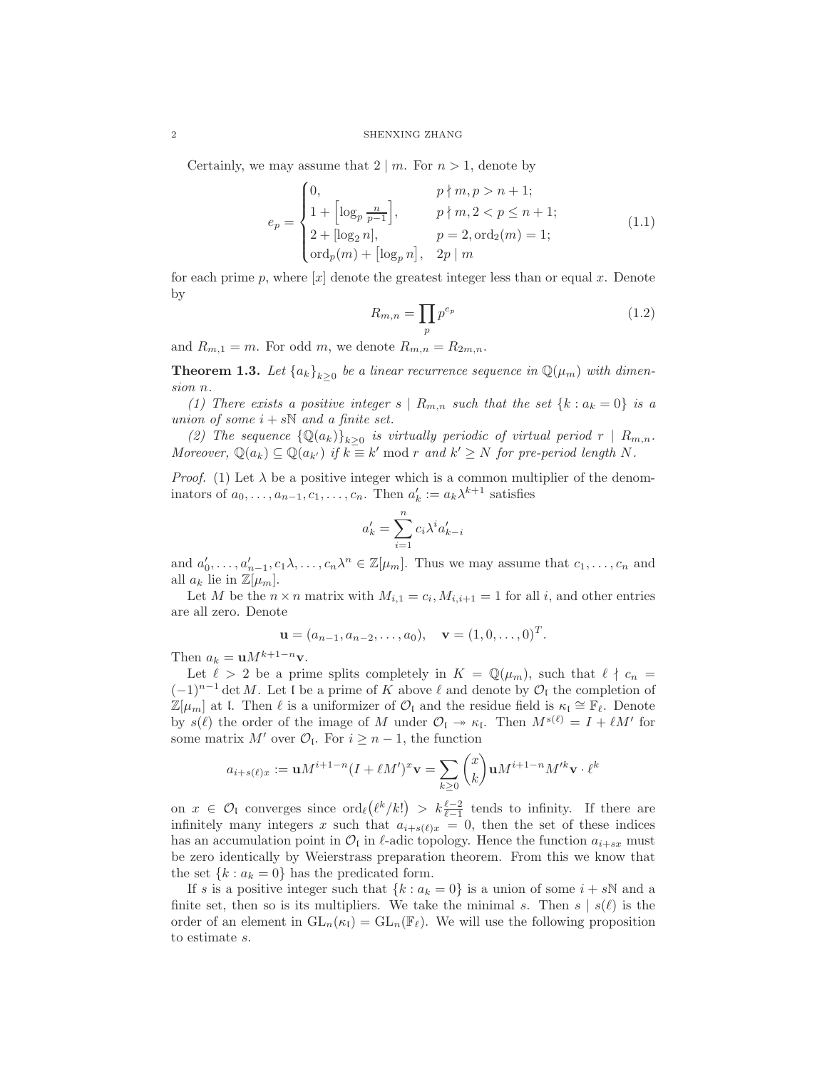Certainly, we may assume that $2 \mid m$. For $n > 1$, denote by

$$e_p = \begin{cases} 0, & p \nmid m, p > n+1; \\ 1 + \left[\log_p \frac{n}{p-1}\right], & p \nmid m, 2 < p \leq n+1; \\ 2 + [\log_2 n], & p = 2, \operatorname{ord}_2(m) = 1; \\ \operatorname{ord}_p(m) + \left[\log_p n\right], & 2p \mid m \end{cases} \tag{1.1}$$

for each prime $p$, where $[x]$ denote the greatest integer less than or equal $x$. Denote by

$$R_{m,n} = \prod_p p^{e_p} \tag{1.2}$$

and $R_{m,1} = m$. For odd $m$, we denote $R_{m,n} = R_{2m,n}$.

**Theorem 1.3.** *Let $\{a_k\}_{k\geq 0}$ be a linear recurrence sequence in $\mathbb{Q}(\mu_m)$ with dimension $n$.*

*(1) There exists a positive integer $s \mid R_{m,n}$ such that the set $\{k : a_k = 0\}$ is a union of some $i + s\mathbb{N}$ and a finite set.*

*(2) The sequence $\{\mathbb{Q}(a_k)\}_{k\geq 0}$ is virtually periodic of virtual period $r \mid R_{m,n}$. Moreover, $\mathbb{Q}(a_k) \subseteq \mathbb{Q}(a_{k'})$ if $k \equiv k' \bmod r$ and $k' \geq N$ for pre-period length $N$.*

*Proof.* (1) Let $\lambda$ be a positive integer which is a common multiplier of the denominators of $a_0, \ldots, a_{n-1}, c_1, \ldots, c_n$. Then $a'_k := a_k \lambda^{k+1}$ satisfies

$$a'_k = \sum_{i=1}^{n} c_i \lambda^i a'_{k-i}$$

and $a'_0, \ldots, a'_{n-1}, c_1\lambda, \ldots, c_n\lambda^n \in \mathbb{Z}[\mu_m]$. Thus we may assume that $c_1, \ldots, c_n$ and all $a_k$ lie in $\mathbb{Z}[\mu_m]$.

Let $M$ be the $n \times n$ matrix with $M_{i,1} = c_i, M_{i,i+1} = 1$ for all $i$, and other entries are all zero. Denote

$$\mathbf{u} = (a_{n-1}, a_{n-2}, \ldots, a_0), \quad \mathbf{v} = (1, 0, \ldots, 0)^T.$$

Then $a_k = \mathbf{u}M^{k+1-n}\mathbf{v}$.

Let $\ell > 2$ be a prime splits completely in $K = \mathbb{Q}(\mu_m)$, such that $\ell \nmid c_n = (-1)^{n-1}\det M$. Let $\mathfrak{l}$ be a prime of $K$ above $\ell$ and denote by $\mathcal{O}_\mathfrak{l}$ the completion of $\mathbb{Z}[\mu_m]$ at $\mathfrak{l}$. Then $\ell$ is a uniformizer of $\mathcal{O}_\mathfrak{l}$ and the residue field is $\kappa_\mathfrak{l} \cong \mathbb{F}_\ell$. Denote by $s(\ell)$ the order of the image of $M$ under $\mathcal{O}_\mathfrak{l} \twoheadrightarrow \kappa_\mathfrak{l}$. Then $M^{s(\ell)} = I + \ell M'$ for some matrix $M'$ over $\mathcal{O}_\mathfrak{l}$. For $i \geq n-1$, the function

$$a_{i+s(\ell)x} := \mathbf{u}M^{i+1-n}(I + \ell M')^x \mathbf{v} = \sum_{k\geq 0} \binom{x}{k} \mathbf{u}M^{i+1-n}M'^k\mathbf{v} \cdot \ell^k$$

on $x \in \mathcal{O}_\mathfrak{l}$ converges since $\operatorname{ord}_\ell(\ell^k/k!) > k\frac{\ell-2}{\ell-1}$ tends to infinity. If there are infinitely many integers $x$ such that $a_{i+s(\ell)x} = 0$, then the set of these indices has an accumulation point in $\mathcal{O}_\mathfrak{l}$ in $\ell$-adic topology. Hence the function $a_{i+sx}$ must be zero identically by Weierstrass preparation theorem. From this we know that the set $\{k : a_k = 0\}$ has the predicated form.

If $s$ is a positive integer such that $\{k : a_k = 0\}$ is a union of some $i + s\mathbb{N}$ and a finite set, then so is its multipliers. We take the minimal $s$. Then $s \mid s(\ell)$ is the order of an element in $\mathrm{GL}_n(\kappa_\mathfrak{l}) = \mathrm{GL}_n(\mathbb{F}_\ell)$. We will use the following proposition to estimate $s$.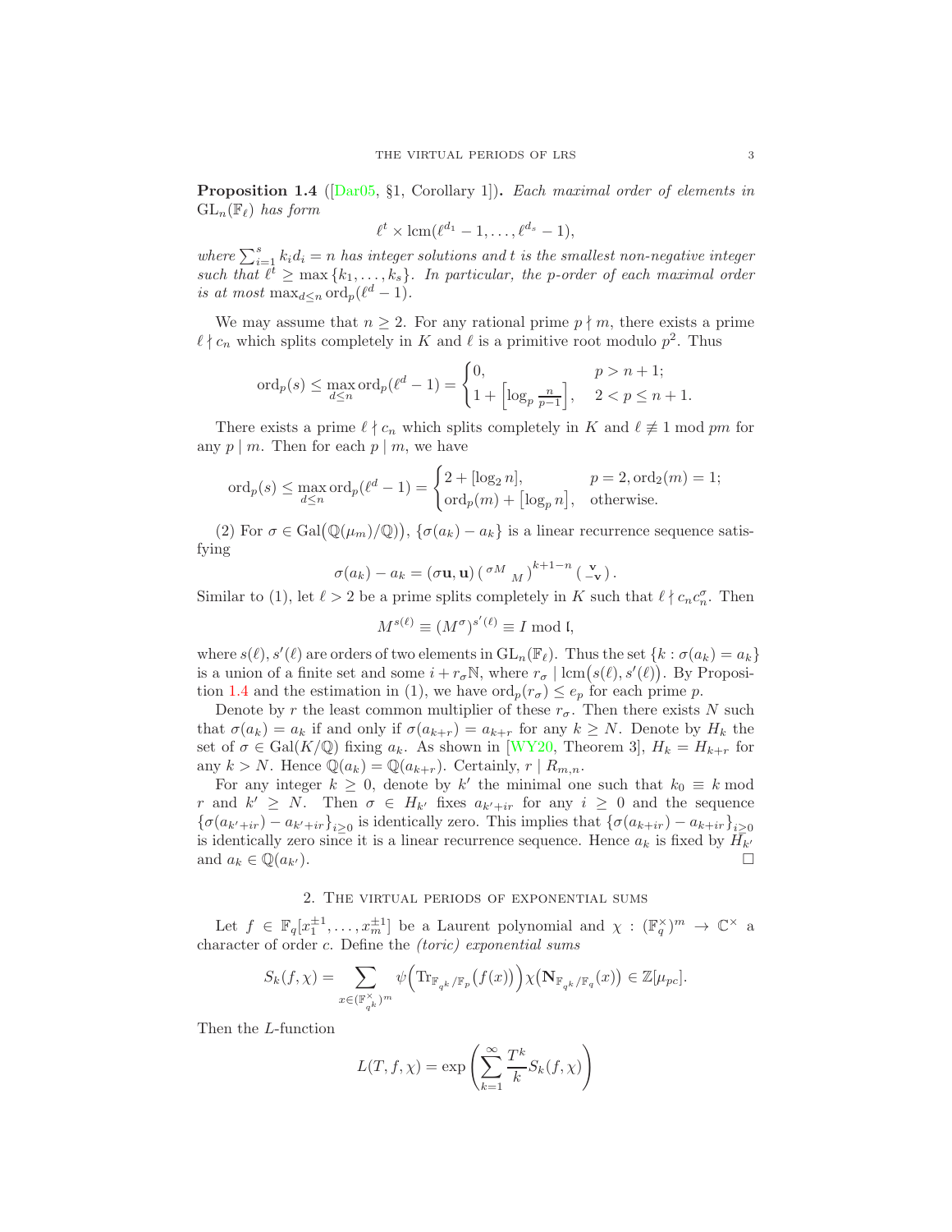**Proposition 1.4** ([Dar05, §1, Corollary 1])**.** *Each maximal order of elements in* $\mathrm{GL}_n(\mathbb{F}_\ell)$ *has form*

$$\ell^t \times \mathrm{lcm}(\ell^{d_1}-1,\ldots,\ell^{d_s}-1),$$

*where* $\sum_{i=1}^s k_i d_i = n$ *has integer solutions and* $t$ *is the smallest non-negative integer such that* $\ell^t \geq \max\{k_1,\ldots,k_s\}$*. In particular, the* $p$*-order of each maximal order is at most* $\max_{d\leq n}\mathrm{ord}_p(\ell^d-1)$*.*

We may assume that $n \geq 2$. For any rational prime $p \nmid m$, there exists a prime $\ell \nmid c_n$ which splits completely in $K$ and $\ell$ is a primitive root modulo $p^2$. Thus

$$\mathrm{ord}_p(s) \leq \max_{d\leq n}\mathrm{ord}_p(\ell^d-1) = \begin{cases} 0, & p > n+1; \\ 1+\left[\log_p \frac{n}{p-1}\right], & 2 < p \leq n+1. \end{cases}$$

There exists a prime $\ell \nmid c_n$ which splits completely in $K$ and $\ell \not\equiv 1 \bmod pm$ for any $p \mid m$. Then for each $p \mid m$, we have

$$\mathrm{ord}_p(s) \leq \max_{d\leq n}\mathrm{ord}_p(\ell^d-1) = \begin{cases} 2+[\log_2 n], & p=2, \mathrm{ord}_2(m)=1; \\ \mathrm{ord}_p(m)+\left[\log_p n\right], & \text{otherwise.} \end{cases}$$

(2) For $\sigma \in \mathrm{Gal}\big(\mathbb{Q}(\mu_m)/\mathbb{Q}\big)$, $\{\sigma(a_k)-a_k\}$ is a linear recurrence sequence satisfying

$$\sigma(a_k)-a_k = (\sigma\mathbf{u},\mathbf{u})\begin{pmatrix} {}^{\sigma}M & \\ & M \end{pmatrix}^{k+1-n}\begin{pmatrix} \mathbf{v} \\ -\mathbf{v} \end{pmatrix}.$$

Similar to (1), let $\ell > 2$ be a prime splits completely in $K$ such that $\ell \nmid c_n c_n^\sigma$. Then

$$M^{s(\ell)} \equiv (M^\sigma)^{s'(\ell)} \equiv I \bmod \mathfrak{l},$$

where $s(\ell), s'(\ell)$ are orders of two elements in $\mathrm{GL}_n(\mathbb{F}_\ell)$. Thus the set $\{k : \sigma(a_k)=a_k\}$ is a union of a finite set and some $i + r_\sigma\mathbb{N}$, where $r_\sigma \mid \mathrm{lcm}\big(s(\ell), s'(\ell)\big)$. By Proposition 1.4 and the estimation in (1), we have $\mathrm{ord}_p(r_\sigma) \leq e_p$ for each prime $p$.

Denote by $r$ the least common multiplier of these $r_\sigma$. Then there exists $N$ such that $\sigma(a_k)=a_k$ if and only if $\sigma(a_{k+r})=a_{k+r}$ for any $k \geq N$. Denote by $H_k$ the set of $\sigma \in \mathrm{Gal}(K/\mathbb{Q})$ fixing $a_k$. As shown in [WY20, Theorem 3], $H_k = H_{k+r}$ for any $k > N$. Hence $\mathbb{Q}(a_k)=\mathbb{Q}(a_{k+r})$. Certainly, $r \mid R_{m,n}$.

For any integer $k \geq 0$, denote by $k'$ the minimal one such that $k_0 \equiv k \bmod r$ and $k' \geq N$. Then $\sigma \in H_{k'}$ fixes $a_{k'+ir}$ for any $i \geq 0$ and the sequence $\{\sigma(a_{k'+ir})-a_{k'+ir}\}_{i\geq 0}$ is identically zero. This implies that $\{\sigma(a_{k+ir})-a_{k+ir}\}_{i\geq 0}$ is identically zero since it is a linear recurrence sequence. Hence $a_k$ is fixed by $H_{k'}$ and $a_k \in \mathbb{Q}(a_{k'})$. $\square$

## 2. The virtual periods of exponential sums

Let $f \in \mathbb{F}_q[x_1^{\pm 1},\ldots,x_m^{\pm 1}]$ be a Laurent polynomial and $\chi : (\mathbb{F}_q^\times)^m \to \mathbb{C}^\times$ a character of order $c$. Define the *(toric) exponential sums*

$$S_k(f,\chi) = \sum_{x\in(\mathbb{F}_{q^k}^\times)^m} \psi\Big(\mathrm{Tr}_{\mathbb{F}_{q^k}/\mathbb{F}_p}\big(f(x)\big)\Big)\chi\big(\mathbf{N}_{\mathbb{F}_{q^k}/\mathbb{F}_q}(x)\big) \in \mathbb{Z}[\mu_{pc}].$$

Then the $L$-function

$$L(T,f,\chi) = \exp\left(\sum_{k=1}^{\infty}\frac{T^k}{k}S_k(f,\chi)\right)$$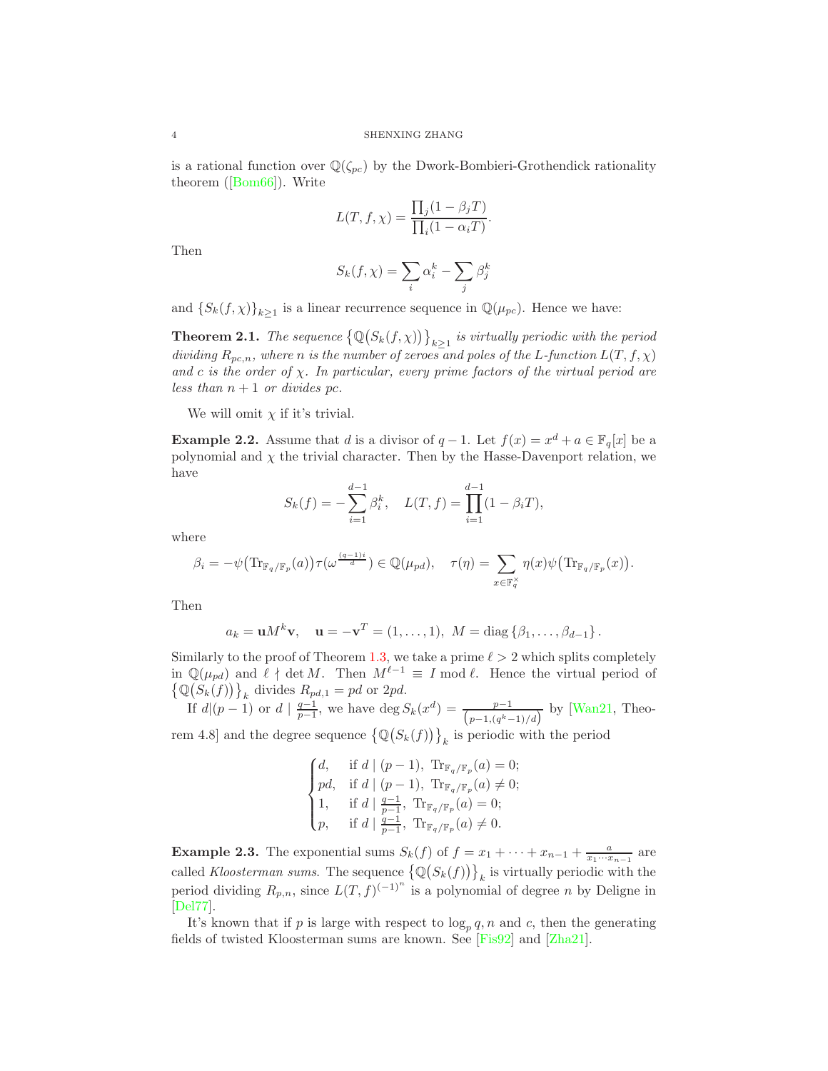is a rational function over $\mathbb{Q}(\zeta_{pc})$ by the Dwork-Bombieri-Grothendick rationality theorem ([Bom66]). Write

$$L(T, f, \chi) = \frac{\prod_j (1 - \beta_j T)}{\prod_i (1 - \alpha_i T)}.$$

Then

$$S_k(f, \chi) = \sum_i \alpha_i^k - \sum_j \beta_j^k$$

and $\{S_k(f, \chi)\}_{k \geq 1}$ is a linear recurrence sequence in $\mathbb{Q}(\mu_{pc})$. Hence we have:

**Theorem 2.1.** *The sequence $\{\mathbb{Q}(S_k(f, \chi))\}_{k \geq 1}$ is virtually periodic with the period dividing $R_{pc,n}$, where $n$ is the number of zeroes and poles of the L-function $L(T, f, \chi)$ and $c$ is the order of $\chi$. In particular, every prime factors of the virtual period are less than $n + 1$ or divides $pc$.*

We will omit $\chi$ if it's trivial.

**Example 2.2.** Assume that $d$ is a divisor of $q - 1$. Let $f(x) = x^d + a \in \mathbb{F}_q[x]$ be a polynomial and $\chi$ the trivial character. Then by the Hasse-Davenport relation, we have

$$S_k(f) = -\sum_{i=1}^{d-1} \beta_i^k, \quad L(T, f) = \prod_{i=1}^{d-1} (1 - \beta_i T),$$

where

$$\beta_i = -\psi\big(\mathrm{Tr}_{\mathbb{F}_q/\mathbb{F}_p}(a)\big) \tau(\omega^{\frac{(q-1)i}{d}}) \in \mathbb{Q}(\mu_{pd}), \quad \tau(\eta) = \sum_{x \in \mathbb{F}_q^\times} \eta(x) \psi\big(\mathrm{Tr}_{\mathbb{F}_q/\mathbb{F}_p}(x)\big).$$

Then

$$a_k = \mathbf{u} M^k \mathbf{v}, \quad \mathbf{u} = -\mathbf{v}^T = (1, \ldots, 1), \ M = \mathrm{diag}\{\beta_1, \ldots, \beta_{d-1}\}.$$

Similarly to the proof of Theorem 1.3, we take a prime $\ell > 2$ which splits completely in $\mathbb{Q}(\mu_{pd})$ and $\ell \nmid \det M$. Then $M^{\ell - 1} \equiv I \bmod \ell$. Hence the virtual period of $\{\mathbb{Q}(S_k(f))\}_k$ divides $R_{pd,1} = pd$ or $2pd$.

If $d | (p-1)$ or $d \mid \frac{q-1}{p-1}$, we have $\deg S_k(x^d) = \frac{p-1}{\left(p-1, (q^k-1)/d\right)}$ by [Wan21, Theorem 4.8] and the degree sequence $\{\mathbb{Q}(S_k(f))\}_k$ is periodic with the period

$$\begin{cases} d, & \text{if } d \mid (p-1), \ \mathrm{Tr}_{\mathbb{F}_q/\mathbb{F}_p}(a) = 0; \\ pd, & \text{if } d \mid (p-1), \ \mathrm{Tr}_{\mathbb{F}_q/\mathbb{F}_p}(a) \neq 0; \\ 1, & \text{if } d \mid \frac{q-1}{p-1}, \ \mathrm{Tr}_{\mathbb{F}_q/\mathbb{F}_p}(a) = 0; \\ p, & \text{if } d \mid \frac{q-1}{p-1}, \ \mathrm{Tr}_{\mathbb{F}_q/\mathbb{F}_p}(a) \neq 0. \end{cases}$$

**Example 2.3.** The exponential sums $S_k(f)$ of $f = x_1 + \cdots + x_{n-1} + \frac{a}{x_1 \cdots x_{n-1}}$ are called *Kloosterman sums*. The sequence $\{\mathbb{Q}(S_k(f))\}_k$ is virtually periodic with the period dividing $R_{p,n}$, since $L(T, f)^{(-1)^n}$ is a polynomial of degree $n$ by Deligne in [Del77].

It's known that if $p$ is large with respect to $\log_p q, n$ and $c$, then the generating fields of twisted Kloosterman sums are known. See [Fis92] and [Zha21].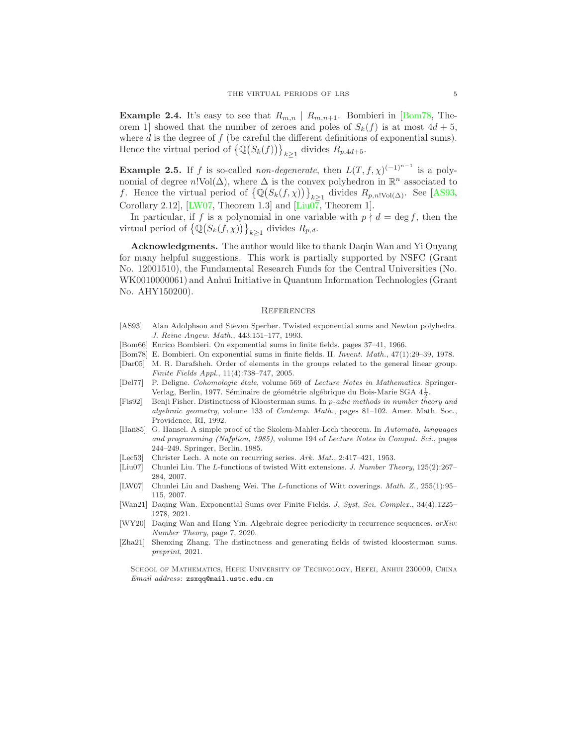**Example 2.4.** It's easy to see that $R_{m,n} \mid R_{m,n+1}$. Bombieri in [Bom78, Theorem 1] showed that the number of zeroes and poles of $S_k(f)$ is at most $4d + 5$, where $d$ is the degree of $f$ (be careful the different definitions of exponential sums). Hence the virtual period of $\{\mathbb{Q}(S_k(f))\}_{k\geq 1}$ divides $R_{p,4d+5}$.

**Example 2.5.** If $f$ is so-called *non-degenerate*, then $L(T, f, \chi)^{(-1)^{n-1}}$ is a polynomial of degree $n!\text{Vol}(\Delta)$, where $\Delta$ is the convex polyhedron in $\mathbb{R}^n$ associated to $f$. Hence the virtual period of $\{\mathbb{Q}(S_k(f, \chi))\}_{k\geq 1}$ divides $R_{p,n!\text{Vol}(\Delta)}$. See [AS93, Corollary 2.12], [LW07, Theorem 1.3] and [Liu07, Theorem 1].

In particular, if $f$ is a polynomial in one variable with $p \nmid d = \deg f$, then the virtual period of $\{\mathbb{Q}(S_k(f, \chi))\}_{k\geq 1}$ divides $R_{p,d}$.

**Acknowledgments.** The author would like to thank Daqin Wan and Yi Ouyang for many helpful suggestions. This work is partially supported by NSFC (Grant No. 12001510), the Fundamental Research Funds for the Central Universities (No. WK0010000061) and Anhui Initiative in Quantum Information Technologies (Grant No. AHY150200).

## References

[AS93] Alan Adolphson and Steven Sperber. Twisted exponential sums and Newton polyhedra. *J. Reine Angew. Math.*, 443:151–177, 1993.

[Bom66] Enrico Bombieri. On exponential sums in finite fields. pages 37–41, 1966.

[Bom78] E. Bombieri. On exponential sums in finite fields. II. *Invent. Math.*, 47(1):29–39, 1978.

[Dar05] M. R. Darafsheh. Order of elements in the groups related to the general linear group. *Finite Fields Appl.*, 11(4):738–747, 2005.

[Del77] P. Deligne. *Cohomologie étale*, volume 569 of *Lecture Notes in Mathematics*. Springer-Verlag, Berlin, 1977. Séminaire de géométrie algébrique du Bois-Marie SGA $4\frac{1}{2}$.

[Fis92] Benji Fisher. Distinctness of Kloosterman sums. In *p-adic methods in number theory and algebraic geometry*, volume 133 of *Contemp. Math.*, pages 81–102. Amer. Math. Soc., Providence, RI, 1992.

[Han85] G. Hansel. A simple proof of the Skolem-Mahler-Lech theorem. In *Automata, languages and programming (Nafplion, 1985)*, volume 194 of *Lecture Notes in Comput. Sci.*, pages 244–249. Springer, Berlin, 1985.

[Lec53] Christer Lech. A note on recurring series. *Ark. Mat.*, 2:417–421, 1953.

[Liu07] Chunlei Liu. The $L$-functions of twisted Witt extensions. *J. Number Theory*, 125(2):267–284, 2007.

[LW07] Chunlei Liu and Dasheng Wei. The $L$-functions of Witt coverings. *Math. Z.*, 255(1):95–115, 2007.

[Wan21] Daqing Wan. Exponential Sums over Finite Fields. *J. Syst. Sci. Complex.*, 34(4):1225–1278, 2021.

[WY20] Daqing Wan and Hang Yin. Algebraic degree periodicity in recurrence sequences. *arXiv: Number Theory*, page 7, 2020.

[Zha21] Shenxing Zhang. The distinctness and generating fields of twisted kloosterman sums. *preprint*, 2021.

School of Mathematics, Hefei University of Technology, Hefei, Anhui 230009, China
*Email address*: zsxqq@mail.ustc.edu.cn